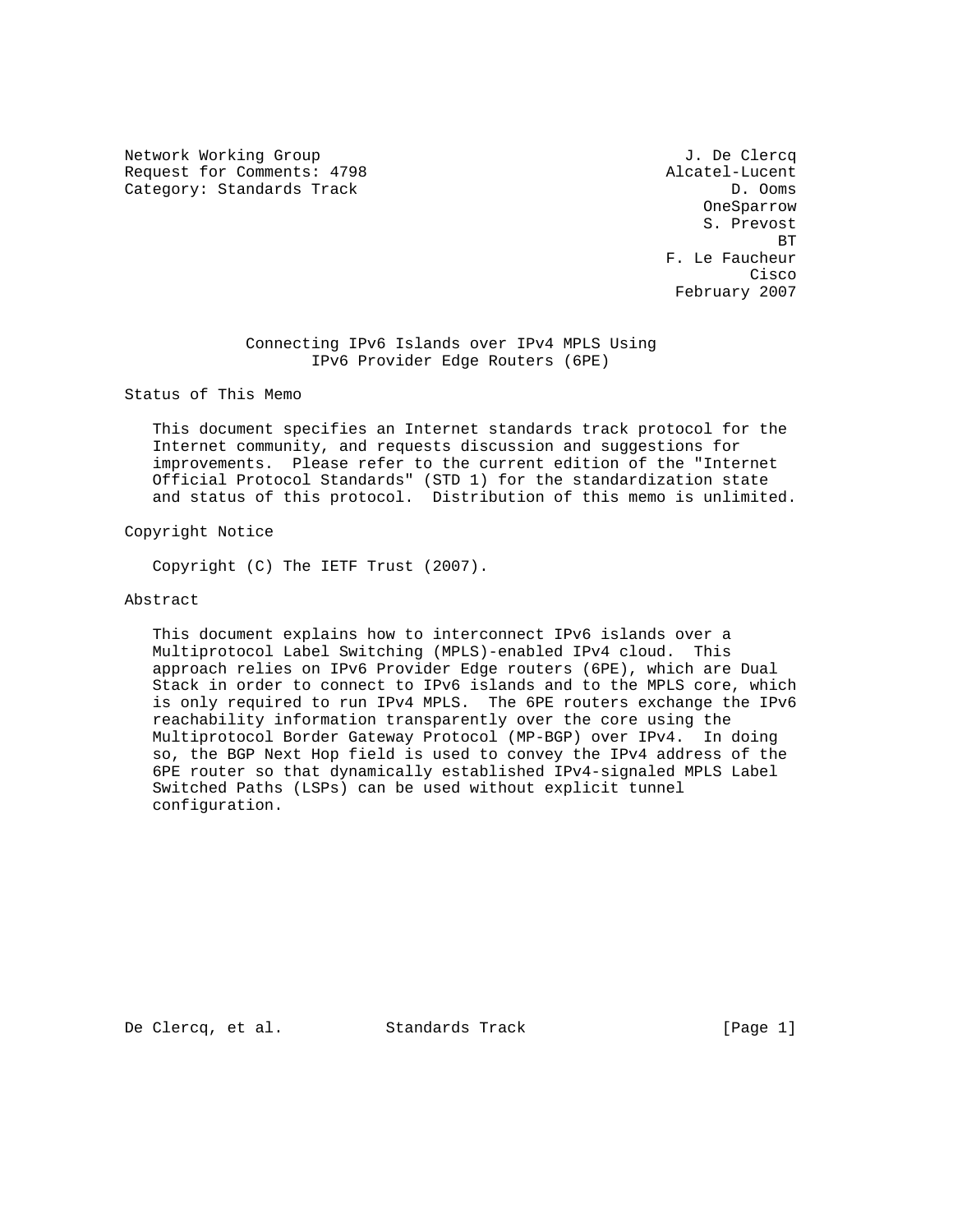Network Working Group J. De Clercq
Request for Comments: 4798 Alcatel-Lucent
Category: Standards Track D. Ooms
OneSparrow
S. Prevost
BT
F. Le Faucheur
Cisco
February 2007

# Connecting IPv6 Islands over IPv4 MPLS Using IPv6 Provider Edge Routers (6PE)

## Status of This Memo

This document specifies an Internet standards track protocol for the Internet community, and requests discussion and suggestions for improvements. Please refer to the current edition of the "Internet Official Protocol Standards" (STD 1) for the standardization state and status of this protocol. Distribution of this memo is unlimited.

## Copyright Notice

Copyright (C) The IETF Trust (2007).

## Abstract

This document explains how to interconnect IPv6 islands over a Multiprotocol Label Switching (MPLS)-enabled IPv4 cloud. This approach relies on IPv6 Provider Edge routers (6PE), which are Dual Stack in order to connect to IPv6 islands and to the MPLS core, which is only required to run IPv4 MPLS. The 6PE routers exchange the IPv6 reachability information transparently over the core using the Multiprotocol Border Gateway Protocol (MP-BGP) over IPv4. In doing so, the BGP Next Hop field is used to convey the IPv4 address of the 6PE router so that dynamically established IPv4-signaled MPLS Label Switched Paths (LSPs) can be used without explicit tunnel configuration.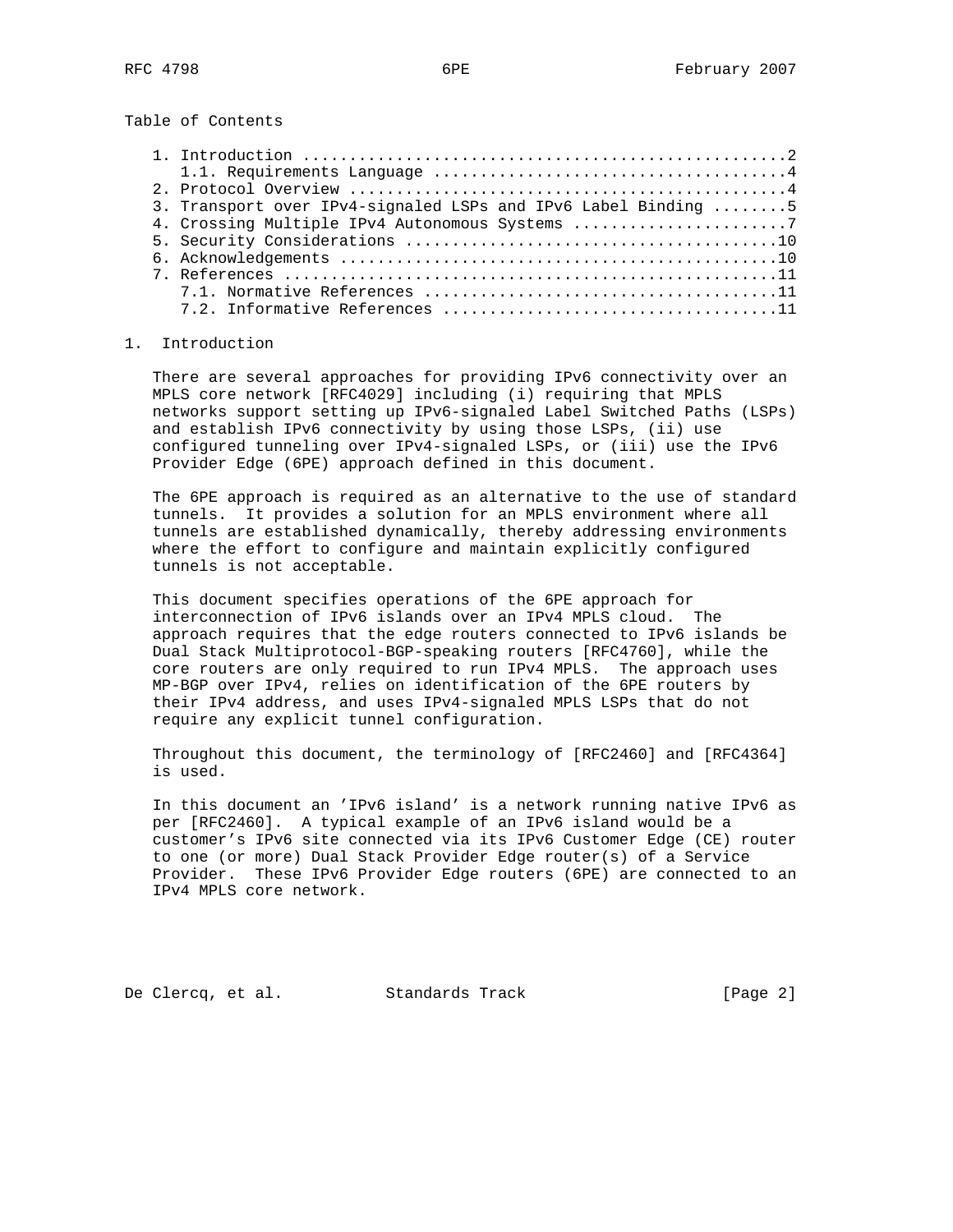Table of Contents

1. Introduction ....................................................2
   1.1. Requirements Language .....................................4
2. Protocol Overview ..............................................4
3. Transport over IPv4-signaled LSPs and IPv6 Label Binding ........5
4. Crossing Multiple IPv4 Autonomous Systems .......................7
5. Security Considerations .......................................10
6. Acknowledgements ..............................................10
7. References ....................................................11
   7.1. Normative References .....................................11
   7.2. Informative References ...................................11

# 1. Introduction

There are several approaches for providing IPv6 connectivity over an MPLS core network [RFC4029] including (i) requiring that MPLS networks support setting up IPv6-signaled Label Switched Paths (LSPs) and establish IPv6 connectivity by using those LSPs, (ii) use configured tunneling over IPv4-signaled LSPs, or (iii) use the IPv6 Provider Edge (6PE) approach defined in this document.

The 6PE approach is required as an alternative to the use of standard tunnels. It provides a solution for an MPLS environment where all tunnels are established dynamically, thereby addressing environments where the effort to configure and maintain explicitly configured tunnels is not acceptable.

This document specifies operations of the 6PE approach for interconnection of IPv6 islands over an IPv4 MPLS cloud. The approach requires that the edge routers connected to IPv6 islands be Dual Stack Multiprotocol-BGP-speaking routers [RFC4760], while the core routers are only required to run IPv4 MPLS. The approach uses MP-BGP over IPv4, relies on identification of the 6PE routers by their IPv4 address, and uses IPv4-signaled MPLS LSPs that do not require any explicit tunnel configuration.

Throughout this document, the terminology of [RFC2460] and [RFC4364] is used.

In this document an 'IPv6 island' is a network running native IPv6 as per [RFC2460]. A typical example of an IPv6 island would be a customer's IPv6 site connected via its IPv6 Customer Edge (CE) router to one (or more) Dual Stack Provider Edge router(s) of a Service Provider. These IPv6 Provider Edge routers (6PE) are connected to an IPv4 MPLS core network.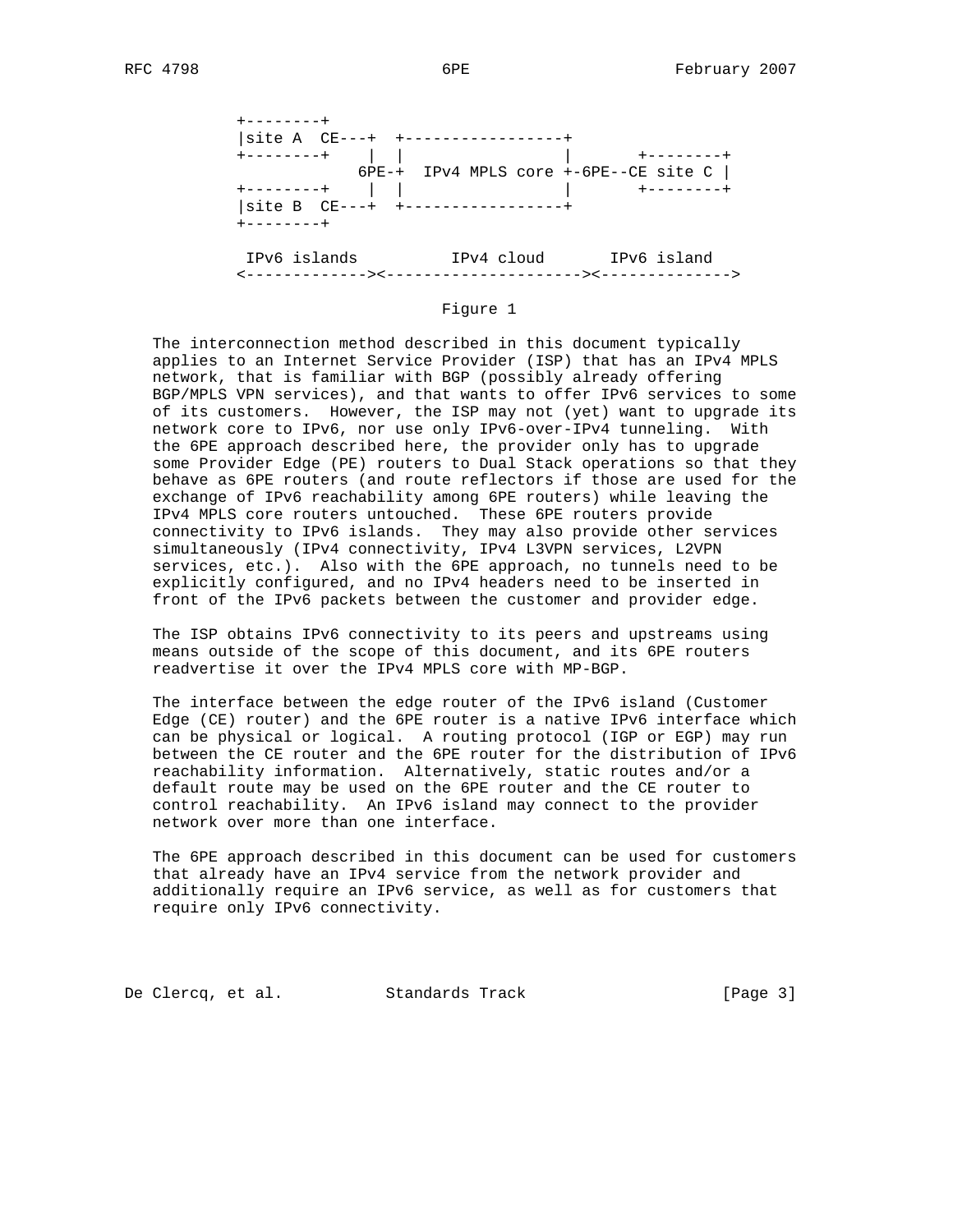```
 +--------+
 |site A  CE---+  +-----------------+
 +--------+    |  |                 |       +--------+
              6PE-+  IPv4 MPLS core +-6PE--CE site C |
 +--------+    |  |                 |       +--------+
 |site B  CE---+  +-----------------+
 +--------+

  IPv6 islands          IPv4 cloud       IPv6 island
 <-------------><---------------------><-------------->
```

Figure 1

The interconnection method described in this document typically applies to an Internet Service Provider (ISP) that has an IPv4 MPLS network, that is familiar with BGP (possibly already offering BGP/MPLS VPN services), and that wants to offer IPv6 services to some of its customers. However, the ISP may not (yet) want to upgrade its network core to IPv6, nor use only IPv6-over-IPv4 tunneling. With the 6PE approach described here, the provider only has to upgrade some Provider Edge (PE) routers to Dual Stack operations so that they behave as 6PE routers (and route reflectors if those are used for the exchange of IPv6 reachability among 6PE routers) while leaving the IPv4 MPLS core routers untouched. These 6PE routers provide connectivity to IPv6 islands. They may also provide other services simultaneously (IPv4 connectivity, IPv4 L3VPN services, L2VPN services, etc.). Also with the 6PE approach, no tunnels need to be explicitly configured, and no IPv4 headers need to be inserted in front of the IPv6 packets between the customer and provider edge.

The ISP obtains IPv6 connectivity to its peers and upstreams using means outside of the scope of this document, and its 6PE routers readvertise it over the IPv4 MPLS core with MP-BGP.

The interface between the edge router of the IPv6 island (Customer Edge (CE) router) and the 6PE router is a native IPv6 interface which can be physical or logical. A routing protocol (IGP or EGP) may run between the CE router and the 6PE router for the distribution of IPv6 reachability information. Alternatively, static routes and/or a default route may be used on the 6PE router and the CE router to control reachability. An IPv6 island may connect to the provider network over more than one interface.

The 6PE approach described in this document can be used for customers that already have an IPv4 service from the network provider and additionally require an IPv6 service, as well as for customers that require only IPv6 connectivity.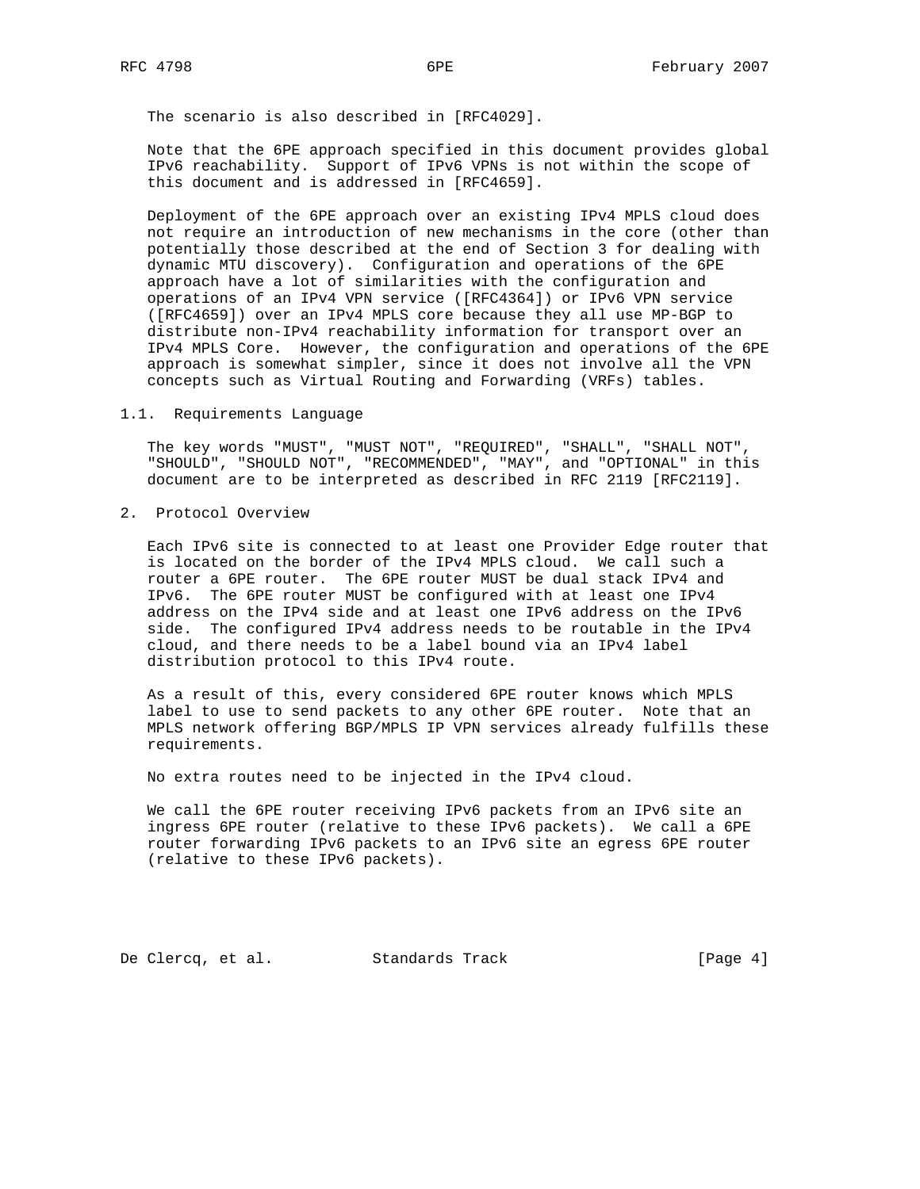The scenario is also described in [RFC4029].

Note that the 6PE approach specified in this document provides global IPv6 reachability. Support of IPv6 VPNs is not within the scope of this document and is addressed in [RFC4659].

Deployment of the 6PE approach over an existing IPv4 MPLS cloud does not require an introduction of new mechanisms in the core (other than potentially those described at the end of Section 3 for dealing with dynamic MTU discovery). Configuration and operations of the 6PE approach have a lot of similarities with the configuration and operations of an IPv4 VPN service ([RFC4364]) or IPv6 VPN service ([RFC4659]) over an IPv4 MPLS core because they all use MP-BGP to distribute non-IPv4 reachability information for transport over an IPv4 MPLS Core. However, the configuration and operations of the 6PE approach is somewhat simpler, since it does not involve all the VPN concepts such as Virtual Routing and Forwarding (VRFs) tables.

### 1.1. Requirements Language

The key words "MUST", "MUST NOT", "REQUIRED", "SHALL", "SHALL NOT", "SHOULD", "SHOULD NOT", "RECOMMENDED", "MAY", and "OPTIONAL" in this document are to be interpreted as described in RFC 2119 [RFC2119].

## 2. Protocol Overview

Each IPv6 site is connected to at least one Provider Edge router that is located on the border of the IPv4 MPLS cloud. We call such a router a 6PE router. The 6PE router MUST be dual stack IPv4 and IPv6. The 6PE router MUST be configured with at least one IPv4 address on the IPv4 side and at least one IPv6 address on the IPv6 side. The configured IPv4 address needs to be routable in the IPv4 cloud, and there needs to be a label bound via an IPv4 label distribution protocol to this IPv4 route.

As a result of this, every considered 6PE router knows which MPLS label to use to send packets to any other 6PE router. Note that an MPLS network offering BGP/MPLS IP VPN services already fulfills these requirements.

No extra routes need to be injected in the IPv4 cloud.

We call the 6PE router receiving IPv6 packets from an IPv6 site an ingress 6PE router (relative to these IPv6 packets). We call a 6PE router forwarding IPv6 packets to an IPv6 site an egress 6PE router (relative to these IPv6 packets).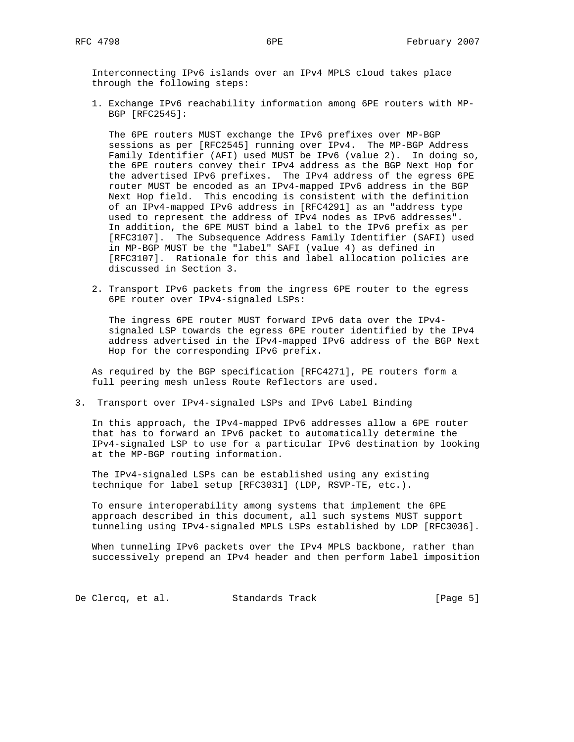Interconnecting IPv6 islands over an IPv4 MPLS cloud takes place through the following steps:

1. Exchange IPv6 reachability information among 6PE routers with MP-BGP [RFC2545]:

   The 6PE routers MUST exchange the IPv6 prefixes over MP-BGP sessions as per [RFC2545] running over IPv4. The MP-BGP Address Family Identifier (AFI) used MUST be IPv6 (value 2). In doing so, the 6PE routers convey their IPv4 address as the BGP Next Hop for the advertised IPv6 prefixes. The IPv4 address of the egress 6PE router MUST be encoded as an IPv4-mapped IPv6 address in the BGP Next Hop field. This encoding is consistent with the definition of an IPv4-mapped IPv6 address in [RFC4291] as an "address type used to represent the address of IPv4 nodes as IPv6 addresses". In addition, the 6PE MUST bind a label to the IPv6 prefix as per [RFC3107]. The Subsequence Address Family Identifier (SAFI) used in MP-BGP MUST be the "label" SAFI (value 4) as defined in [RFC3107]. Rationale for this and label allocation policies are discussed in Section 3.

2. Transport IPv6 packets from the ingress 6PE router to the egress 6PE router over IPv4-signaled LSPs:

   The ingress 6PE router MUST forward IPv6 data over the IPv4-signaled LSP towards the egress 6PE router identified by the IPv4 address advertised in the IPv4-mapped IPv6 address of the BGP Next Hop for the corresponding IPv6 prefix.

As required by the BGP specification [RFC4271], PE routers form a full peering mesh unless Route Reflectors are used.

## 3. Transport over IPv4-signaled LSPs and IPv6 Label Binding

In this approach, the IPv4-mapped IPv6 addresses allow a 6PE router that has to forward an IPv6 packet to automatically determine the IPv4-signaled LSP to use for a particular IPv6 destination by looking at the MP-BGP routing information.

The IPv4-signaled LSPs can be established using any existing technique for label setup [RFC3031] (LDP, RSVP-TE, etc.).

To ensure interoperability among systems that implement the 6PE approach described in this document, all such systems MUST support tunneling using IPv4-signaled MPLS LSPs established by LDP [RFC3036].

When tunneling IPv6 packets over the IPv4 MPLS backbone, rather than successively prepend an IPv4 header and then perform label imposition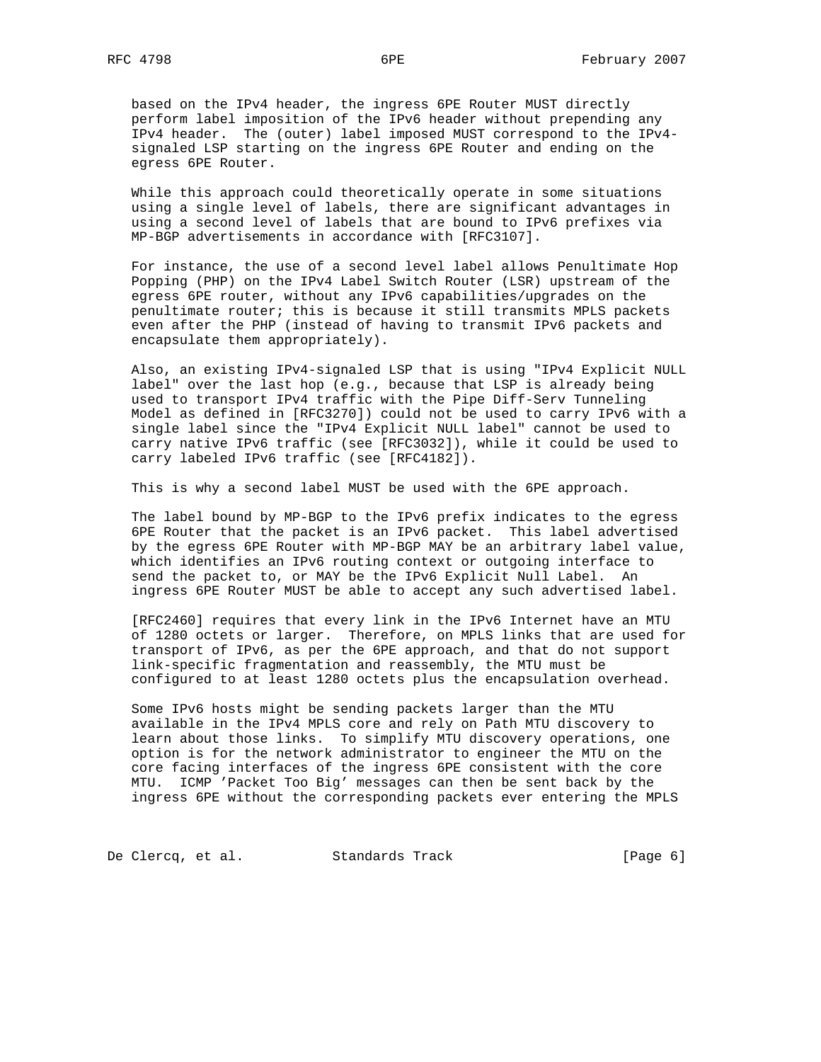based on the IPv4 header, the ingress 6PE Router MUST directly perform label imposition of the IPv6 header without prepending any IPv4 header. The (outer) label imposed MUST correspond to the IPv4-signaled LSP starting on the ingress 6PE Router and ending on the egress 6PE Router.

While this approach could theoretically operate in some situations using a single level of labels, there are significant advantages in using a second level of labels that are bound to IPv6 prefixes via MP-BGP advertisements in accordance with [RFC3107].

For instance, the use of a second level label allows Penultimate Hop Popping (PHP) on the IPv4 Label Switch Router (LSR) upstream of the egress 6PE router, without any IPv6 capabilities/upgrades on the penultimate router; this is because it still transmits MPLS packets even after the PHP (instead of having to transmit IPv6 packets and encapsulate them appropriately).

Also, an existing IPv4-signaled LSP that is using "IPv4 Explicit NULL label" over the last hop (e.g., because that LSP is already being used to transport IPv4 traffic with the Pipe Diff-Serv Tunneling Model as defined in [RFC3270]) could not be used to carry IPv6 with a single label since the "IPv4 Explicit NULL label" cannot be used to carry native IPv6 traffic (see [RFC3032]), while it could be used to carry labeled IPv6 traffic (see [RFC4182]).

This is why a second label MUST be used with the 6PE approach.

The label bound by MP-BGP to the IPv6 prefix indicates to the egress 6PE Router that the packet is an IPv6 packet. This label advertised by the egress 6PE Router with MP-BGP MAY be an arbitrary label value, which identifies an IPv6 routing context or outgoing interface to send the packet to, or MAY be the IPv6 Explicit Null Label. An ingress 6PE Router MUST be able to accept any such advertised label.

[RFC2460] requires that every link in the IPv6 Internet have an MTU of 1280 octets or larger. Therefore, on MPLS links that are used for transport of IPv6, as per the 6PE approach, and that do not support link-specific fragmentation and reassembly, the MTU must be configured to at least 1280 octets plus the encapsulation overhead.

Some IPv6 hosts might be sending packets larger than the MTU available in the IPv4 MPLS core and rely on Path MTU discovery to learn about those links. To simplify MTU discovery operations, one option is for the network administrator to engineer the MTU on the core facing interfaces of the ingress 6PE consistent with the core MTU. ICMP 'Packet Too Big' messages can then be sent back by the ingress 6PE without the corresponding packets ever entering the MPLS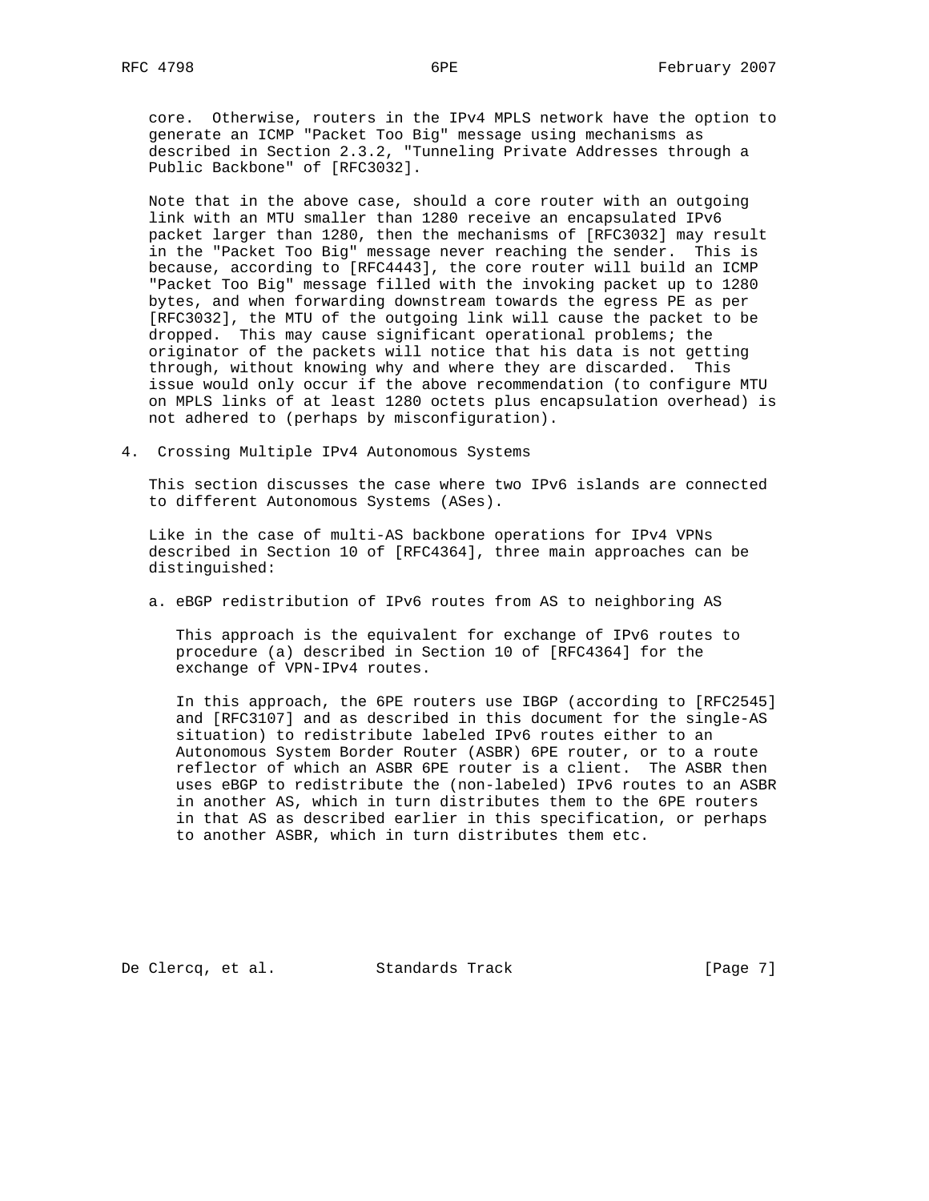core. Otherwise, routers in the IPv4 MPLS network have the option to generate an ICMP "Packet Too Big" message using mechanisms as described in Section 2.3.2, "Tunneling Private Addresses through a Public Backbone" of [RFC3032].

Note that in the above case, should a core router with an outgoing link with an MTU smaller than 1280 receive an encapsulated IPv6 packet larger than 1280, then the mechanisms of [RFC3032] may result in the "Packet Too Big" message never reaching the sender. This is because, according to [RFC4443], the core router will build an ICMP "Packet Too Big" message filled with the invoking packet up to 1280 bytes, and when forwarding downstream towards the egress PE as per [RFC3032], the MTU of the outgoing link will cause the packet to be dropped. This may cause significant operational problems; the originator of the packets will notice that his data is not getting through, without knowing why and where they are discarded. This issue would only occur if the above recommendation (to configure MTU on MPLS links of at least 1280 octets plus encapsulation overhead) is not adhered to (perhaps by misconfiguration).

## 4. Crossing Multiple IPv4 Autonomous Systems

This section discusses the case where two IPv6 islands are connected to different Autonomous Systems (ASes).

Like in the case of multi-AS backbone operations for IPv4 VPNs described in Section 10 of [RFC4364], three main approaches can be distinguished:

a. eBGP redistribution of IPv6 routes from AS to neighboring AS

   This approach is the equivalent for exchange of IPv6 routes to procedure (a) described in Section 10 of [RFC4364] for the exchange of VPN-IPv4 routes.

   In this approach, the 6PE routers use IBGP (according to [RFC2545] and [RFC3107] and as described in this document for the single-AS situation) to redistribute labeled IPv6 routes either to an Autonomous System Border Router (ASBR) 6PE router, or to a route reflector of which an ASBR 6PE router is a client. The ASBR then uses eBGP to redistribute the (non-labeled) IPv6 routes to an ASBR in another AS, which in turn distributes them to the 6PE routers in that AS as described earlier in this specification, or perhaps to another ASBR, which in turn distributes them etc.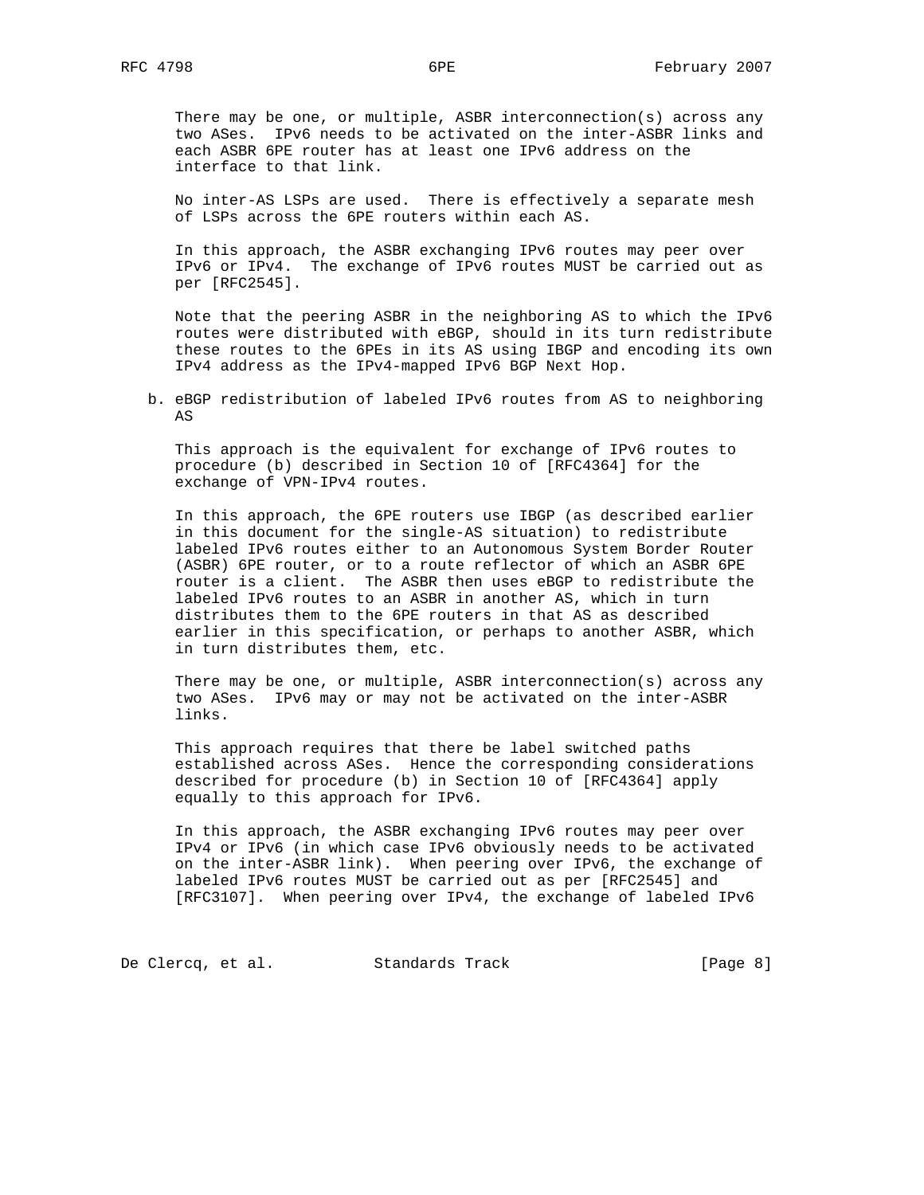There may be one, or multiple, ASBR interconnection(s) across any two ASes. IPv6 needs to be activated on the inter-ASBR links and each ASBR 6PE router has at least one IPv6 address on the interface to that link.

No inter-AS LSPs are used. There is effectively a separate mesh of LSPs across the 6PE routers within each AS.

In this approach, the ASBR exchanging IPv6 routes may peer over IPv6 or IPv4. The exchange of IPv6 routes MUST be carried out as per [RFC2545].

Note that the peering ASBR in the neighboring AS to which the IPv6 routes were distributed with eBGP, should in its turn redistribute these routes to the 6PEs in its AS using IBGP and encoding its own IPv4 address as the IPv4-mapped IPv6 BGP Next Hop.

b. eBGP redistribution of labeled IPv6 routes from AS to neighboring AS

This approach is the equivalent for exchange of IPv6 routes to procedure (b) described in Section 10 of [RFC4364] for the exchange of VPN-IPv4 routes.

In this approach, the 6PE routers use IBGP (as described earlier in this document for the single-AS situation) to redistribute labeled IPv6 routes either to an Autonomous System Border Router (ASBR) 6PE router, or to a route reflector of which an ASBR 6PE router is a client. The ASBR then uses eBGP to redistribute the labeled IPv6 routes to an ASBR in another AS, which in turn distributes them to the 6PE routers in that AS as described earlier in this specification, or perhaps to another ASBR, which in turn distributes them, etc.

There may be one, or multiple, ASBR interconnection(s) across any two ASes. IPv6 may or may not be activated on the inter-ASBR links.

This approach requires that there be label switched paths established across ASes. Hence the corresponding considerations described for procedure (b) in Section 10 of [RFC4364] apply equally to this approach for IPv6.

In this approach, the ASBR exchanging IPv6 routes may peer over IPv4 or IPv6 (in which case IPv6 obviously needs to be activated on the inter-ASBR link). When peering over IPv6, the exchange of labeled IPv6 routes MUST be carried out as per [RFC2545] and [RFC3107]. When peering over IPv4, the exchange of labeled IPv6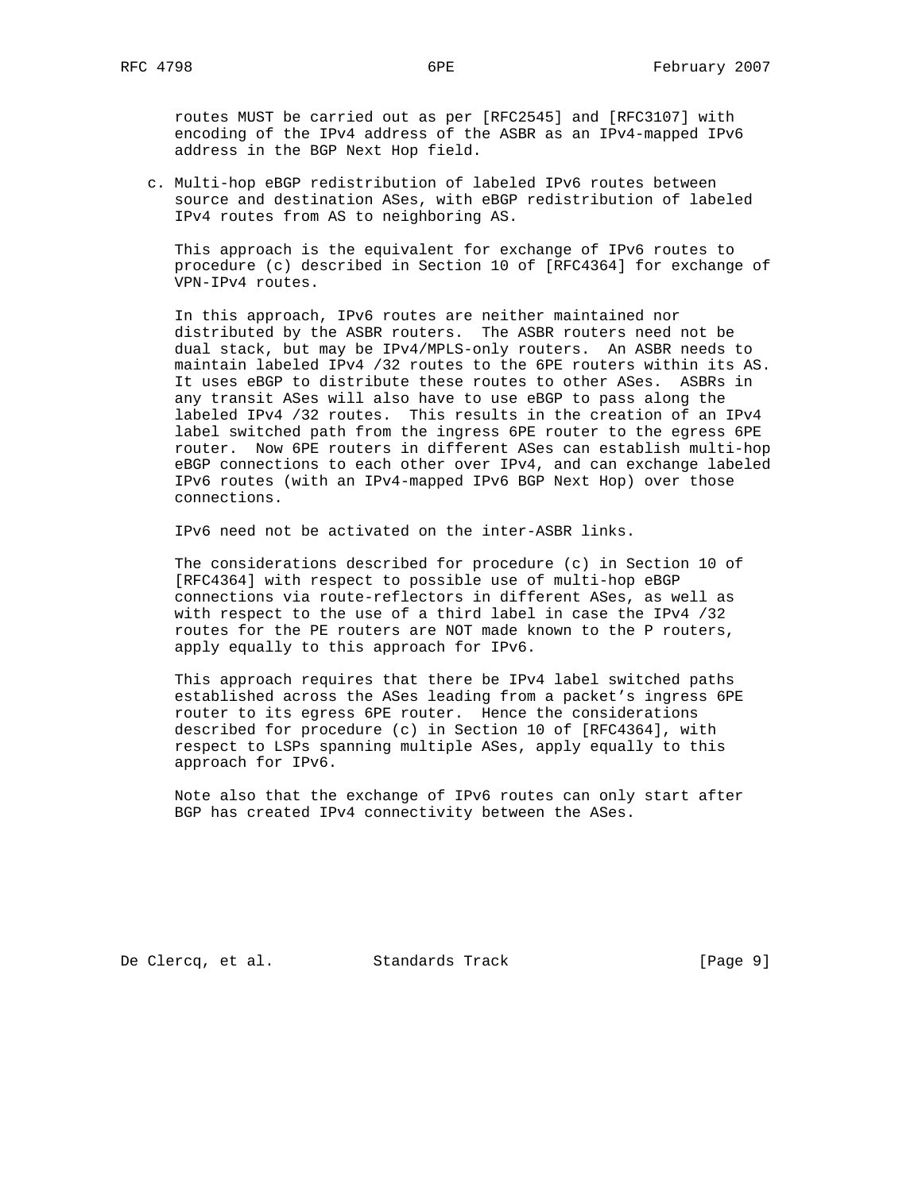routes MUST be carried out as per [RFC2545] and [RFC3107] with encoding of the IPv4 address of the ASBR as an IPv4-mapped IPv6 address in the BGP Next Hop field.

c. Multi-hop eBGP redistribution of labeled IPv6 routes between source and destination ASes, with eBGP redistribution of labeled IPv4 routes from AS to neighboring AS.

   This approach is the equivalent for exchange of IPv6 routes to procedure (c) described in Section 10 of [RFC4364] for exchange of VPN-IPv4 routes.

   In this approach, IPv6 routes are neither maintained nor distributed by the ASBR routers. The ASBR routers need not be dual stack, but may be IPv4/MPLS-only routers. An ASBR needs to maintain labeled IPv4 /32 routes to the 6PE routers within its AS. It uses eBGP to distribute these routes to other ASes. ASBRs in any transit ASes will also have to use eBGP to pass along the labeled IPv4 /32 routes. This results in the creation of an IPv4 label switched path from the ingress 6PE router to the egress 6PE router. Now 6PE routers in different ASes can establish multi-hop eBGP connections to each other over IPv4, and can exchange labeled IPv6 routes (with an IPv4-mapped IPv6 BGP Next Hop) over those connections.

   IPv6 need not be activated on the inter-ASBR links.

   The considerations described for procedure (c) in Section 10 of [RFC4364] with respect to possible use of multi-hop eBGP connections via route-reflectors in different ASes, as well as with respect to the use of a third label in case the IPv4 /32 routes for the PE routers are NOT made known to the P routers, apply equally to this approach for IPv6.

   This approach requires that there be IPv4 label switched paths established across the ASes leading from a packet's ingress 6PE router to its egress 6PE router. Hence the considerations described for procedure (c) in Section 10 of [RFC4364], with respect to LSPs spanning multiple ASes, apply equally to this approach for IPv6.

   Note also that the exchange of IPv6 routes can only start after BGP has created IPv4 connectivity between the ASes.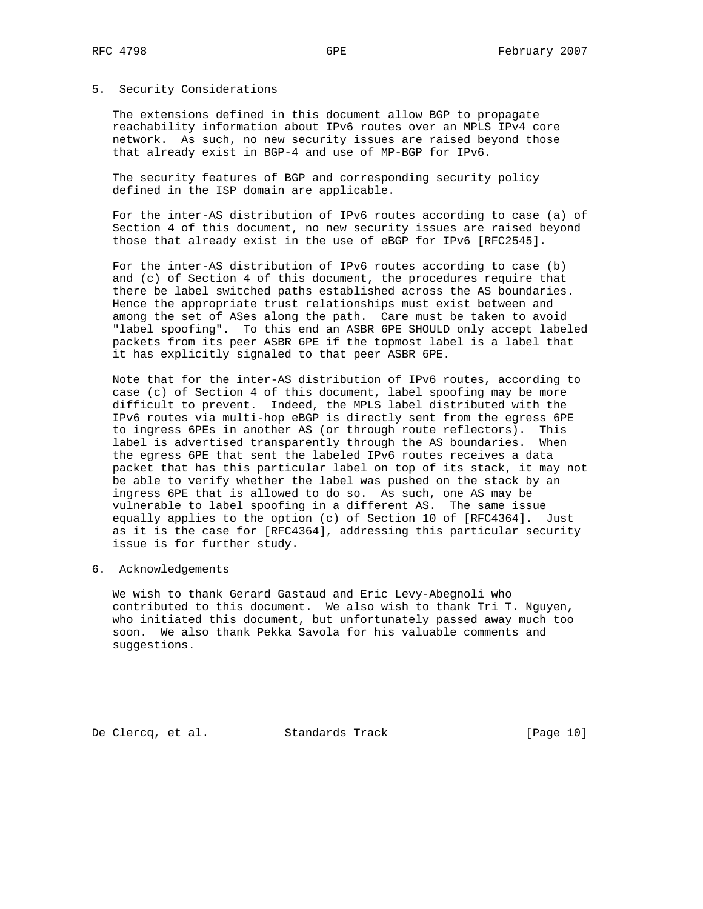## 5. Security Considerations

The extensions defined in this document allow BGP to propagate reachability information about IPv6 routes over an MPLS IPv4 core network. As such, no new security issues are raised beyond those that already exist in BGP-4 and use of MP-BGP for IPv6.

The security features of BGP and corresponding security policy defined in the ISP domain are applicable.

For the inter-AS distribution of IPv6 routes according to case (a) of Section 4 of this document, no new security issues are raised beyond those that already exist in the use of eBGP for IPv6 [RFC2545].

For the inter-AS distribution of IPv6 routes according to case (b) and (c) of Section 4 of this document, the procedures require that there be label switched paths established across the AS boundaries. Hence the appropriate trust relationships must exist between and among the set of ASes along the path. Care must be taken to avoid "label spoofing". To this end an ASBR 6PE SHOULD only accept labeled packets from its peer ASBR 6PE if the topmost label is a label that it has explicitly signaled to that peer ASBR 6PE.

Note that for the inter-AS distribution of IPv6 routes, according to case (c) of Section 4 of this document, label spoofing may be more difficult to prevent. Indeed, the MPLS label distributed with the IPv6 routes via multi-hop eBGP is directly sent from the egress 6PE to ingress 6PEs in another AS (or through route reflectors). This label is advertised transparently through the AS boundaries. When the egress 6PE that sent the labeled IPv6 routes receives a data packet that has this particular label on top of its stack, it may not be able to verify whether the label was pushed on the stack by an ingress 6PE that is allowed to do so. As such, one AS may be vulnerable to label spoofing in a different AS. The same issue equally applies to the option (c) of Section 10 of [RFC4364]. Just as it is the case for [RFC4364], addressing this particular security issue is for further study.

## 6. Acknowledgements

We wish to thank Gerard Gastaud and Eric Levy-Abegnoli who contributed to this document. We also wish to thank Tri T. Nguyen, who initiated this document, but unfortunately passed away much too soon. We also thank Pekka Savola for his valuable comments and suggestions.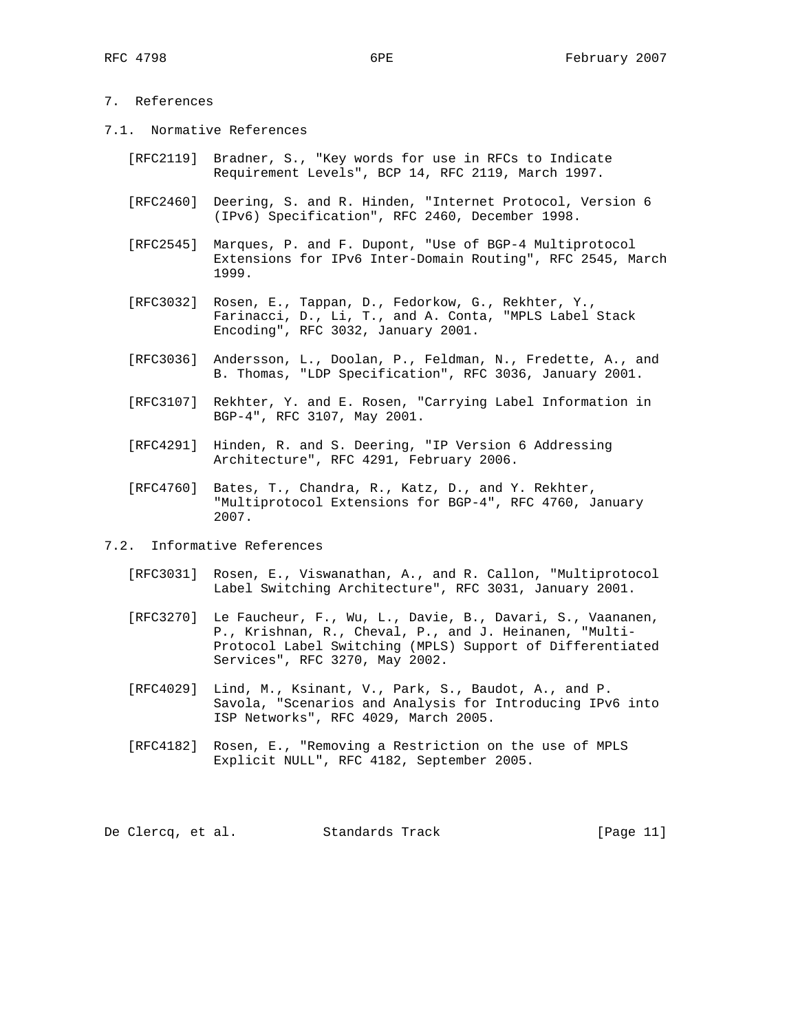## 7. References

### 7.1. Normative References

[RFC2119] Bradner, S., "Key words for use in RFCs to Indicate Requirement Levels", BCP 14, RFC 2119, March 1997.

[RFC2460] Deering, S. and R. Hinden, "Internet Protocol, Version 6 (IPv6) Specification", RFC 2460, December 1998.

[RFC2545] Marques, P. and F. Dupont, "Use of BGP-4 Multiprotocol Extensions for IPv6 Inter-Domain Routing", RFC 2545, March 1999.

[RFC3032] Rosen, E., Tappan, D., Fedorkow, G., Rekhter, Y., Farinacci, D., Li, T., and A. Conta, "MPLS Label Stack Encoding", RFC 3032, January 2001.

[RFC3036] Andersson, L., Doolan, P., Feldman, N., Fredette, A., and B. Thomas, "LDP Specification", RFC 3036, January 2001.

[RFC3107] Rekhter, Y. and E. Rosen, "Carrying Label Information in BGP-4", RFC 3107, May 2001.

[RFC4291] Hinden, R. and S. Deering, "IP Version 6 Addressing Architecture", RFC 4291, February 2006.

[RFC4760] Bates, T., Chandra, R., Katz, D., and Y. Rekhter, "Multiprotocol Extensions for BGP-4", RFC 4760, January 2007.

### 7.2. Informative References

[RFC3031] Rosen, E., Viswanathan, A., and R. Callon, "Multiprotocol Label Switching Architecture", RFC 3031, January 2001.

[RFC3270] Le Faucheur, F., Wu, L., Davie, B., Davari, S., Vaananen, P., Krishnan, R., Cheval, P., and J. Heinanen, "Multi-Protocol Label Switching (MPLS) Support of Differentiated Services", RFC 3270, May 2002.

[RFC4029] Lind, M., Ksinant, V., Park, S., Baudot, A., and P. Savola, "Scenarios and Analysis for Introducing IPv6 into ISP Networks", RFC 4029, March 2005.

[RFC4182] Rosen, E., "Removing a Restriction on the use of MPLS Explicit NULL", RFC 4182, September 2005.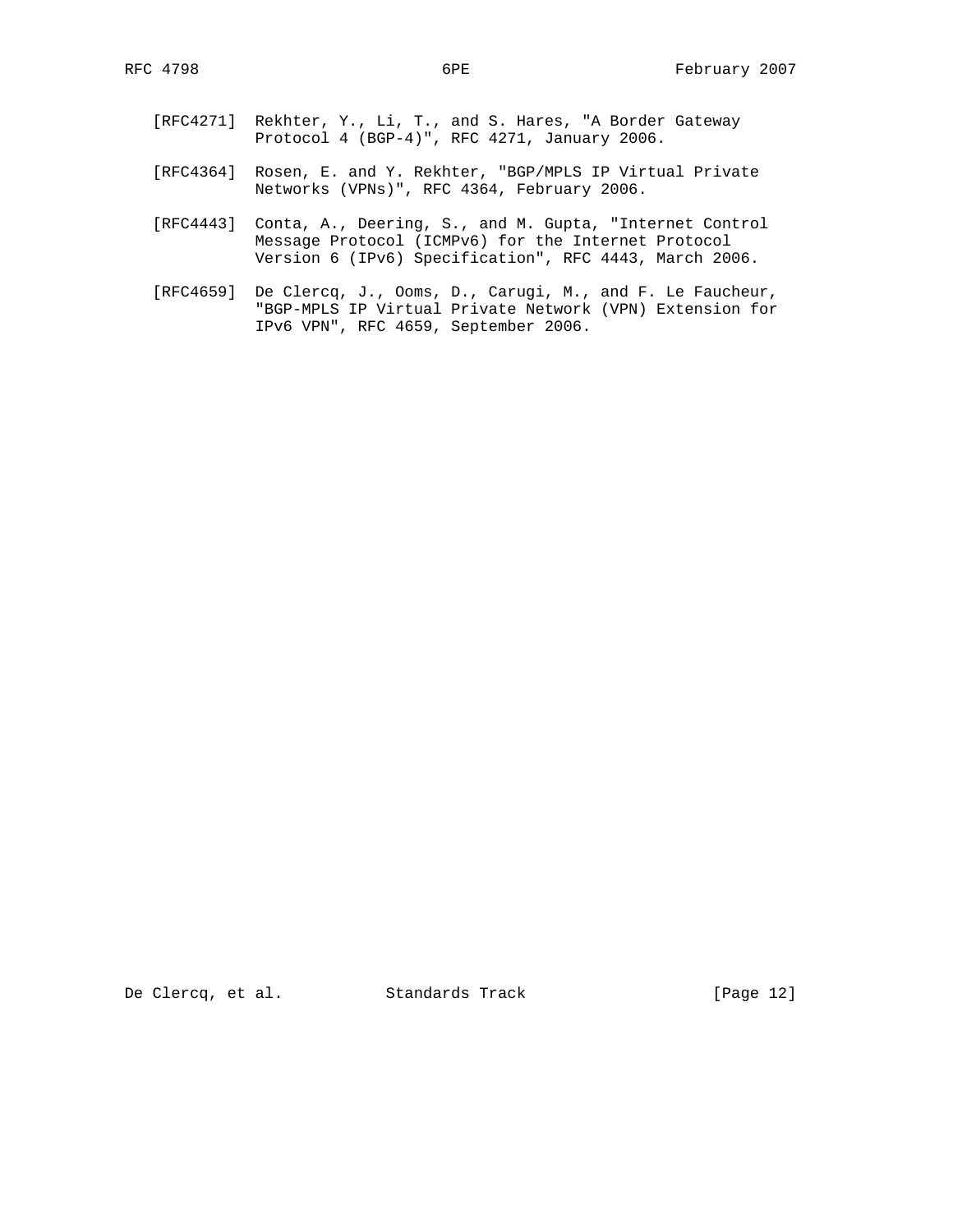[RFC4271] Rekhter, Y., Li, T., and S. Hares, "A Border Gateway Protocol 4 (BGP-4)", RFC 4271, January 2006.

[RFC4364] Rosen, E. and Y. Rekhter, "BGP/MPLS IP Virtual Private Networks (VPNs)", RFC 4364, February 2006.

[RFC4443] Conta, A., Deering, S., and M. Gupta, "Internet Control Message Protocol (ICMPv6) for the Internet Protocol Version 6 (IPv6) Specification", RFC 4443, March 2006.

[RFC4659] De Clercq, J., Ooms, D., Carugi, M., and F. Le Faucheur, "BGP-MPLS IP Virtual Private Network (VPN) Extension for IPv6 VPN", RFC 4659, September 2006.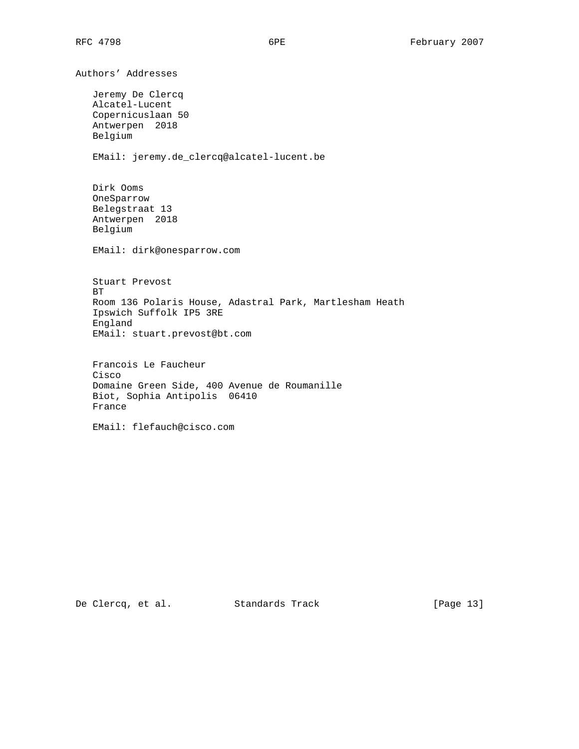## Authors' Addresses

Jeremy De Clercq
Alcatel-Lucent
Copernicuslaan 50
Antwerpen 2018
Belgium

EMail: jeremy.de_clercq@alcatel-lucent.be

Dirk Ooms
OneSparrow
Belegstraat 13
Antwerpen 2018
Belgium

EMail: dirk@onesparrow.com

Stuart Prevost
BT
Room 136 Polaris House, Adastral Park, Martlesham Heath
Ipswich Suffolk IP5 3RE
England
EMail: stuart.prevost@bt.com

Francois Le Faucheur
Cisco
Domaine Green Side, 400 Avenue de Roumanille
Biot, Sophia Antipolis 06410
France

EMail: flefauch@cisco.com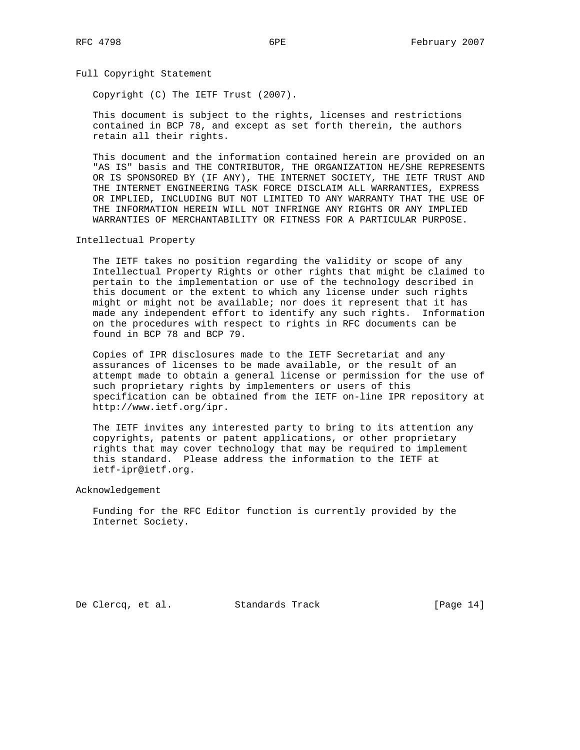## Full Copyright Statement

Copyright (C) The IETF Trust (2007).

This document is subject to the rights, licenses and restrictions contained in BCP 78, and except as set forth therein, the authors retain all their rights.

This document and the information contained herein are provided on an "AS IS" basis and THE CONTRIBUTOR, THE ORGANIZATION HE/SHE REPRESENTS OR IS SPONSORED BY (IF ANY), THE INTERNET SOCIETY, THE IETF TRUST AND THE INTERNET ENGINEERING TASK FORCE DISCLAIM ALL WARRANTIES, EXPRESS OR IMPLIED, INCLUDING BUT NOT LIMITED TO ANY WARRANTY THAT THE USE OF THE INFORMATION HEREIN WILL NOT INFRINGE ANY RIGHTS OR ANY IMPLIED WARRANTIES OF MERCHANTABILITY OR FITNESS FOR A PARTICULAR PURPOSE.

## Intellectual Property

The IETF takes no position regarding the validity or scope of any Intellectual Property Rights or other rights that might be claimed to pertain to the implementation or use of the technology described in this document or the extent to which any license under such rights might or might not be available; nor does it represent that it has made any independent effort to identify any such rights. Information on the procedures with respect to rights in RFC documents can be found in BCP 78 and BCP 79.

Copies of IPR disclosures made to the IETF Secretariat and any assurances of licenses to be made available, or the result of an attempt made to obtain a general license or permission for the use of such proprietary rights by implementers or users of this specification can be obtained from the IETF on-line IPR repository at http://www.ietf.org/ipr.

The IETF invites any interested party to bring to its attention any copyrights, patents or patent applications, or other proprietary rights that may cover technology that may be required to implement this standard. Please address the information to the IETF at ietf-ipr@ietf.org.

## Acknowledgement

Funding for the RFC Editor function is currently provided by the Internet Society.